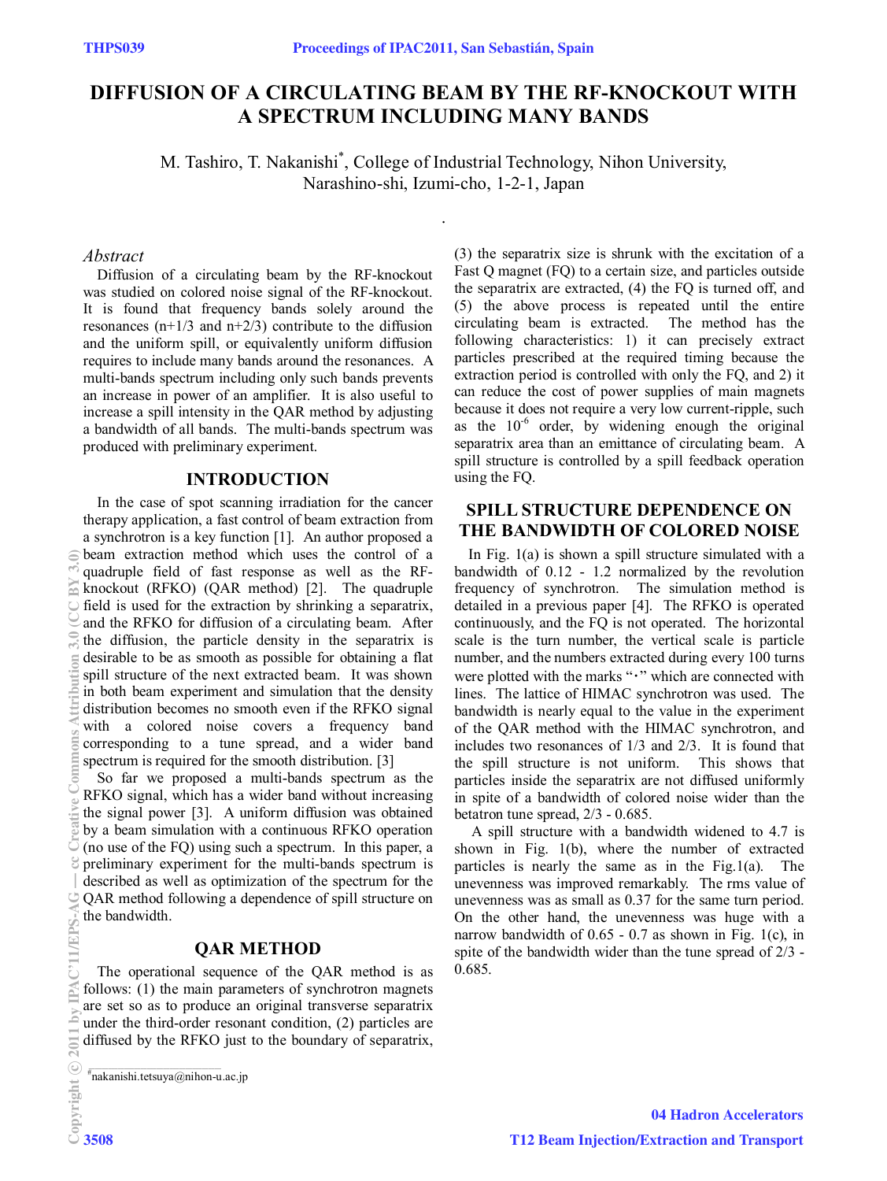# DIFFUSION OF A CIRCULATING BEAM BY THE RF-KNOCKOUT WITH A SPECTRUM INCLUDING MANY BANDS

M. Tashiro, T. Nakanishi*, College of Industrial Technology, Nihon University, Narashino-shi, Izumi-cho, 1-2-1, Japan

*Abstract*

Diffusion of a circulating beam by the RF-knockout was studied on colored noise signal of the RF-knockout. It is found that frequency bands solely around the resonances (n+1/3 and n+2/3) contribute to the diffusion and the uniform spill, or equivalently uniform diffusion requires to include many bands around the resonances. A multi-bands spectrum including only such bands prevents an increase in power of an amplifier. It is also useful to increase a spill intensity in the QAR method by adjusting a bandwidth of all bands. The multi-bands spectrum was produced with preliminary experiment.

## INTRODUCTION

In the case of spot scanning irradiation for the cancer therapy application, a fast control of beam extraction from a synchrotron is a key function [1]. An author proposed a beam extraction method which uses the control of a quadruple field of fast response as well as the RF-knockout (RFKO) (QAR method) [2]. The quadruple field is used for the extraction by shrinking a separatrix, and the RFKO for diffusion of a circulating beam. After the diffusion, the particle density in the separatrix is desirable to be as smooth as possible for obtaining a flat spill structure of the next extracted beam. It was shown in both beam experiment and simulation that the density distribution becomes no smooth even if the RFKO signal with a colored noise covers a frequency band corresponding to a tune spread, and a wider band spectrum is required for the smooth distribution. [3]

So far we proposed a multi-bands spectrum as the RFKO signal, which has a wider band without increasing the signal power [3]. A uniform diffusion was obtained by a beam simulation with a continuous RFKO operation (no use of the FQ) using such a spectrum. In this paper, a preliminary experiment for the multi-bands spectrum is described as well as optimization of the spectrum for the QAR method following a dependence of spill structure on the bandwidth.

## QAR METHOD

The operational sequence of the QAR method is as follows: (1) the main parameters of synchrotron magnets are set so as to produce an original transverse separatrix under the third-order resonant condition, (2) particles are diffused by the RFKO just to the boundary of separatrix, (3) the separatrix size is shrunk with the excitation of a Fast Q magnet (FQ) to a certain size, and particles outside the separatrix are extracted, (4) the FQ is turned off, and (5) the above process is repeated until the entire circulating beam is extracted. The method has the following characteristics: 1) it can precisely extract particles prescribed at the required timing because the extraction period is controlled with only the FQ, and 2) it can reduce the cost of power supplies of main magnets because it does not require a very low current-ripple, such as the $10^{-6}$ order, by widening enough the original separatrix area than an emittance of circulating beam. A spill structure is controlled by a spill feedback operation using the FQ.

## SPILL STRUCTURE DEPENDENCE ON THE BANDWIDTH OF COLORED NOISE

In Fig. 1(a) is shown a spill structure simulated with a bandwidth of 0.12 - 1.2 normalized by the revolution frequency of synchrotron. The simulation method is detailed in a previous paper [4]. The RFKO is operated continuously, and the FQ is not operated. The horizontal scale is the turn number, the vertical scale is particle number, and the numbers extracted during every 100 turns were plotted with the marks "・" which are connected with lines. The lattice of HIMAC synchrotron was used. The bandwidth is nearly equal to the value in the experiment of the QAR method with the HIMAC synchrotron, and includes two resonances of 1/3 and 2/3. It is found that the spill structure is not uniform. This shows that particles inside the separatrix are not diffused uniformly in spite of a bandwidth of colored noise wider than the betatron tune spread, 2/3 - 0.685.

A spill structure with a bandwidth widened to 4.7 is shown in Fig. 1(b), where the number of extracted particles is nearly the same as in the Fig.1(a). The unevenness was improved remarkably. The rms value of unevenness was as small as 0.37 for the same turn period. On the other hand, the unevenness was huge with a narrow bandwidth of 0.65 - 0.7 as shown in Fig. 1(c), in spite of the bandwidth wider than the tune spread of 2/3 - 0.685.

---

*nakanishi.tetsuya@nihon-u.ac.jp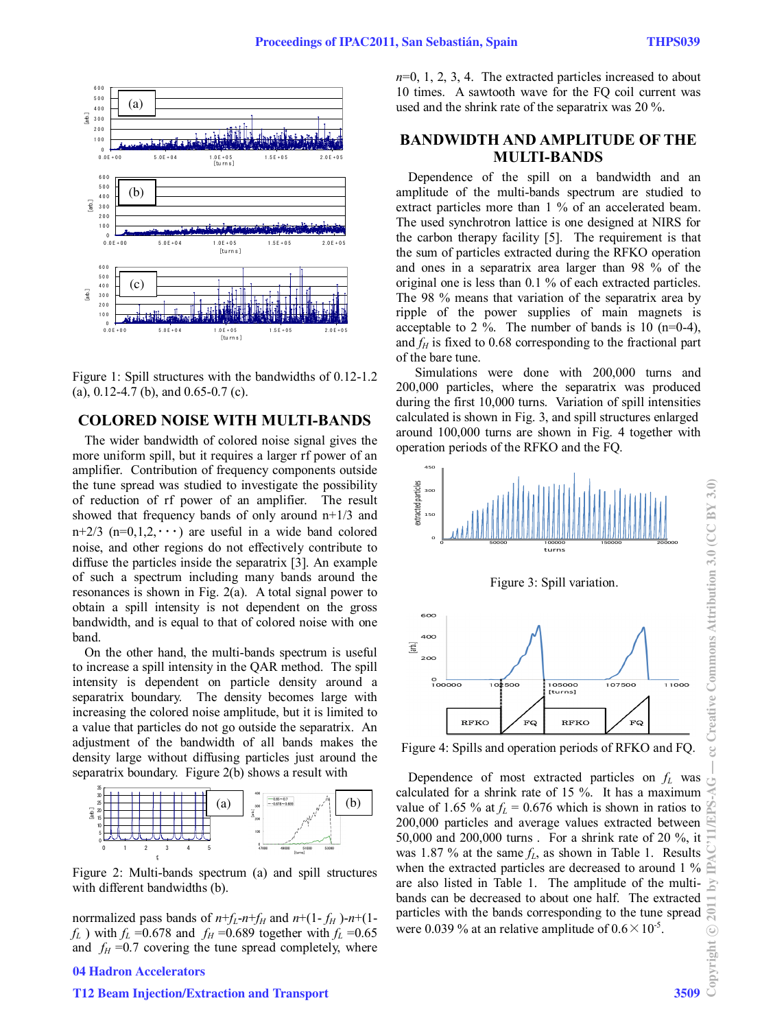Figure 1: Spill structures with the bandwidths of 0.12-1.2 (a), 0.12-4.7 (b), and 0.65-0.7 (c).

## COLORED NOISE WITH MULTI-BANDS

The wider bandwidth of colored noise signal gives the more uniform spill, but it requires a larger rf power of an amplifier. Contribution of frequency components outside the tune spread was studied to investigate the possibility of reduction of rf power of an amplifier. The result showed that frequency bands of only around n+1/3 and n+2/3 (n=0,1,2,・・・) are useful in a wide band colored noise, and other regions do not effectively contribute to diffuse the particles inside the separatrix [3]. An example of such a spectrum including many bands around the resonances is shown in Fig. 2(a). A total signal power to obtain a spill intensity is not dependent on the gross bandwidth, and is equal to that of colored noise with one band.

On the other hand, the multi-bands spectrum is useful to increase a spill intensity in the QAR method. The spill intensity is dependent on particle density around a separatrix boundary. The density becomes large with increasing the colored noise amplitude, but it is limited to a value that particles do not go outside the separatrix. An adjustment of the bandwidth of all bands makes the density large without diffusing particles just around the separatrix boundary. Figure 2(b) shows a result with

Figure 2: Multi-bands spectrum (a) and spill structures with different bandwidths (b).

norrmalized pass bands of $n$+$f_L$-$n$+$f_H$ and $n$+(1- $f_H$ )-$n$+(1- $f_L$ ) with $f_L$ =0.678 and $f_H$ =0.689 together with $f_L$ =0.65 and $f_H$ =0.7 covering the tune spread completely, where $n$=0, 1, 2, 3, 4. The extracted particles increased to about 10 times. A sawtooth wave for the FQ coil current was used and the shrink rate of the separatrix was 20 %.

## BANDWIDTH AND AMPLITUDE OF THE MULTI-BANDS

Dependence of the spill on a bandwidth and an amplitude of the multi-bands spectrum are studied to extract particles more than 1 % of an accelerated beam. The used synchrotron lattice is one designed at NIRS for the carbon therapy facility [5]. The requirement is that the sum of particles extracted during the RFKO operation and ones in a separatrix area larger than 98 % of the original one is less than 0.1 % of each extracted particles. The 98 % means that variation of the separatrix area by ripple of the power supplies of main magnets is acceptable to 2 %. The number of bands is 10 (n=0-4), and $f_H$ is fixed to 0.68 corresponding to the fractional part of the bare tune.

Simulations were done with 200,000 turns and 200,000 particles, where the separatrix was produced during the first 10,000 turns. Variation of spill intensities calculated is shown in Fig. 3, and spill structures enlarged around 100,000 turns are shown in Fig. 4 together with operation periods of the RFKO and the FQ.

Figure 3: Spill variation.

Figure 4: Spills and operation periods of RFKO and FQ.

Dependence of most extracted particles on $f_L$ was calculated for a shrink rate of 15 %. It has a maximum value of 1.65 % at $f_L$ = 0.676 which is shown in ratios to 200,000 particles and average values extracted between 50,000 and 200,000 turns . For a shrink rate of 20 %, it was 1.87 % at the same $f_L$, as shown in Table 1. Results when the extracted particles are decreased to around 1 % are also listed in Table 1. The amplitude of the multi-bands can be decreased to about one half. The extracted particles with the bands corresponding to the tune spread were 0.039 % at an relative amplitude of $0.6\times10^{-5}$.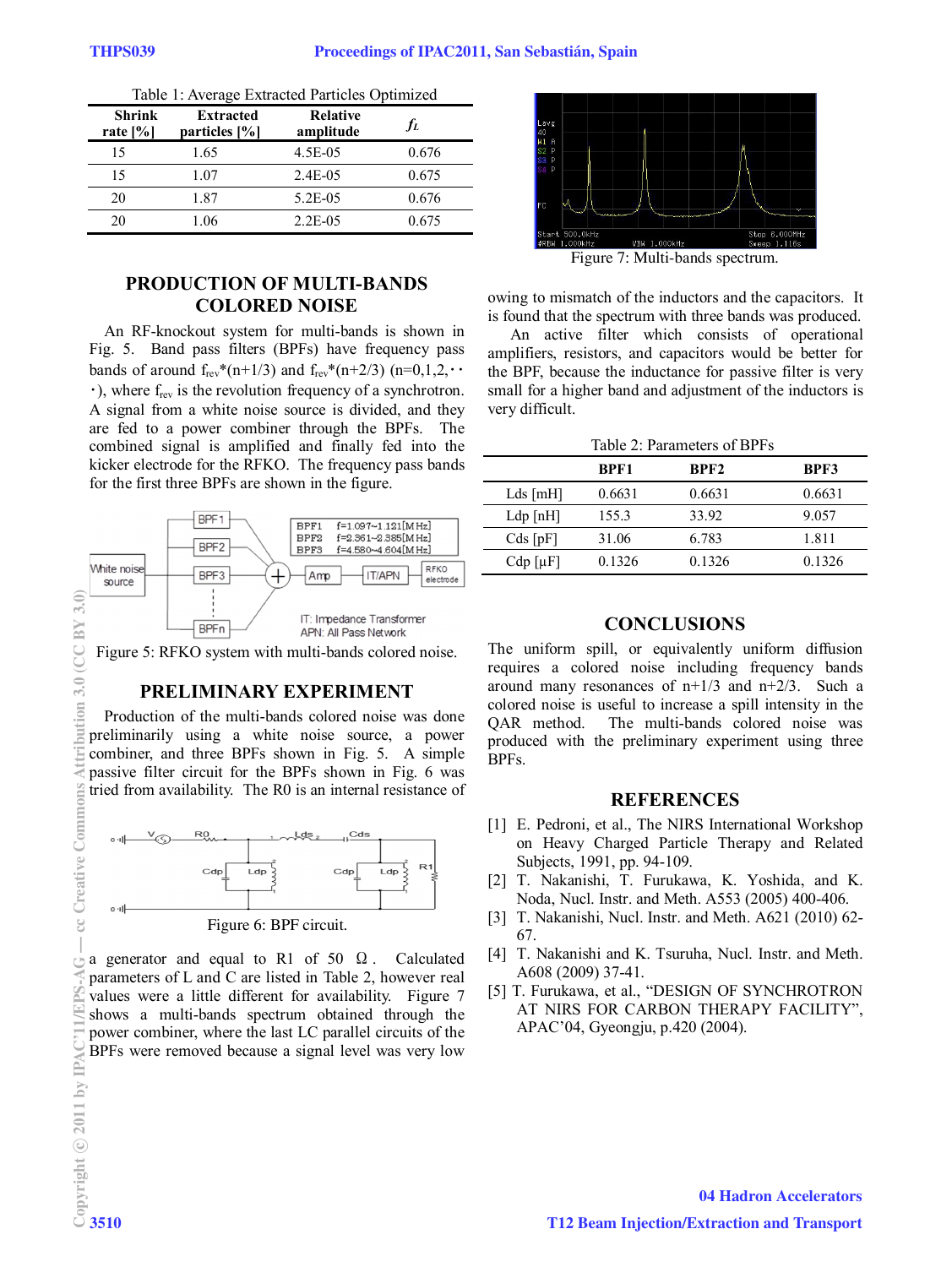Table 1: Average Extracted Particles Optimized

| Shrink rate [%] | Extracted particles [%] | Relative amplitude | $f_L$ |
|---|---|---|---|
| 15 | 1.65 | 4.5E-05 | 0.676 |
| 15 | 1.07 | 2.4E-05 | 0.675 |
| 20 | 1.87 | 5.2E-05 | 0.676 |
| 20 | 1.06 | 2.2E-05 | 0.675 |

## PRODUCTION OF MULTI-BANDS COLORED NOISE

An RF-knockout system for multi-bands is shown in Fig. 5. Band pass filters (BPFs) have frequency pass bands of around $f_{rev}*(n+1/3)$ and $f_{rev}*(n+2/3)$ (n=0,1,2,・・), where $f_{rev}$ is the revolution frequency of a synchrotron. A signal from a white noise source is divided, and they are fed to a power combiner through the BPFs. The combined signal is amplified and finally fed into the kicker electrode for the RFKO. The frequency pass bands for the first three BPFs are shown in the figure.

BPF1 f=1.097~1.121[MHz]
BPF2 f=2.361~2.385[MHz]
BPF3 f=4.580~4.604[MHz]
White noise source
BPF1
BPF2
BPF3
BPFn
Amp
IT/APN
RFKO electrode
IT: Impedance Transformer
APN: All Pass Network

Figure 5: RFKO system with multi-bands colored noise.

## PRELIMINARY EXPERIMENT

Production of the multi-bands colored noise was done preliminarily using a white noise source, a power combiner, and three BPFs shown in Fig. 5. A simple passive filter circuit for the BPFs shown in Fig. 6 was tried from availability. The R0 is an internal resistance of a generator and equal to R1 of 50 Ω. Calculated parameters of L and C are listed in Table 2, however real values were a little different for availability. Figure 7 shows a multi-bands spectrum obtained through the power combiner, where the last LC parallel circuits of the BPFs were removed because a signal level was very low owing to mismatch of the inductors and the capacitors. It is found that the spectrum with three bands was produced.

V
R0
Lds
Cds
Cdp
Ldp
Cdp
Ldp
R1

Figure 6: BPF circuit.

Start 500.0kHz
Stop 6.000MHz
RBW 1.000kHz
VBW 1.000kHz
Sweep 1.116s

Figure 7: Multi-bands spectrum.

An active filter which consists of operational amplifiers, resistors, and capacitors would be better for the BPF, because the inductance for passive filter is very small for a higher band and adjustment of the inductors is very difficult.

Table 2: Parameters of BPFs

| | BPF1 | BPF2 | BPF3 |
|---|---|---|---|
| Lds [mH] | 0.6631 | 0.6631 | 0.6631 |
| Ldp [nH] | 155.3 | 33.92 | 9.057 |
| Cds [pF] | 31.06 | 6.783 | 1.811 |
| Cdp [μF] | 0.1326 | 0.1326 | 0.1326 |

## CONCLUSIONS

The uniform spill, or equivalently uniform diffusion requires a colored noise including frequency bands around many resonances of n+1/3 and n+2/3. Such a colored noise is useful to increase a spill intensity in the QAR method. The multi-bands colored noise was produced with the preliminary experiment using three BPFs.

## REFERENCES

[1] E. Pedroni, et al., The NIRS International Workshop on Heavy Charged Particle Therapy and Related Subjects, 1991, pp. 94-109.

[2] T. Nakanishi, T. Furukawa, K. Yoshida, and K. Noda, Nucl. Instr. and Meth. A553 (2005) 400-406.

[3] T. Nakanishi, Nucl. Instr. and Meth. A621 (2010) 62-67.

[4] T. Nakanishi and K. Tsuruha, Nucl. Instr. and Meth. A608 (2009) 37-41.

[5] T. Furukawa, et al., "DESIGN OF SYNCHROTRON AT NIRS FOR CARBON THERAPY FACILITY", APAC'04, Gyeongju, p.420 (2004).